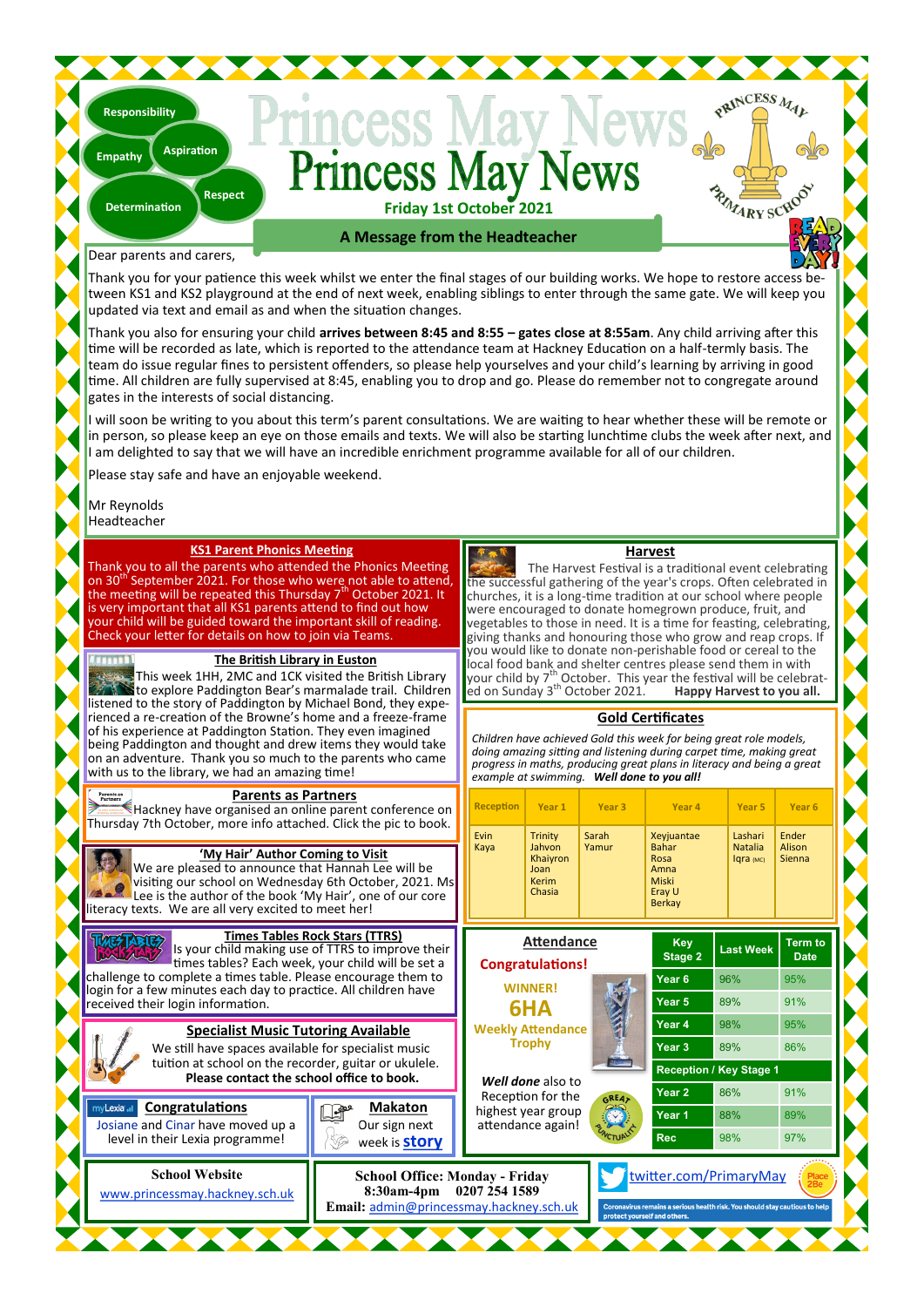Responsibility

Empathy

Aspiration

Determination

Respect

# Princess May News

**Friday 1st October 2021**

## A Message from the Headteacher

Dear parents and carers,

Thank you for your patience this week whilst we enter the final stages of our building works. We hope to restore access between KS1 and KS2 playground at the end of next week, enabling siblings to enter through the same gate. We will keep you updated via text and email as and when the situation changes.

Thank you also for ensuring your child **arrives between 8:45 and 8:55 – gates close at 8:55am**. Any child arriving after this time will be recorded as late, which is reported to the attendance team at Hackney Education on a half-termly basis. The team do issue regular fines to persistent offenders, so please help yourselves and your child's learning by arriving in good time. All children are fully supervised at 8:45, enabling you to drop and go. Please do remember not to congregate around gates in the interests of social distancing.

I will soon be writing to you about this term's parent consultations. We are waiting to hear whether these will be remote or in person, so please keep an eye on those emails and texts. We will also be starting lunchtime clubs the week after next, and I am delighted to say that we will have an incredible enrichment programme available for all of our children.

Please stay safe and have an enjoyable weekend.

Mr Reynolds
Headteacher

### KS1 Parent Phonics Meeting

Thank you to all the parents who attended the Phonics Meeting on 30th September 2021. For those who were not able to attend, the meeting will be repeated this Thursday 7th October 2021. It is very important that all KS1 parents attend to find out how your child will be guided toward the important skill of reading. Check your letter for details on how to join via Teams.

### The British Library in Euston

This week 1HH, 2MC and 1CK visited the British Library to explore Paddington Bear's marmalade trail. Children listened to the story of Paddington by Michael Bond, they experienced a re-creation of the Browne's home and a freeze-frame of his experience at Paddington Station. They even imagined being Paddington and thought and drew items they would take on an adventure. Thank you so much to the parents who came with us to the library, we had an amazing time!

### Parents as Partners

Hackney have organised an online parent conference on Thursday 7th October, more info attached. Click the pic to book.

### 'My Hair' Author Coming to Visit

We are pleased to announce that Hannah Lee will be visiting our school on Wednesday 6th October, 2021. Ms Lee is the author of the book 'My Hair', one of our core literacy texts. We are all very excited to meet her!

### Times Tables Rock Stars (TTRS)

Is your child making use of TTRS to improve their times tables? Each week, your child will be set a challenge to complete a times table. Please encourage them to login for a few minutes each day to practice. All children have received their login information.

### Specialist Music Tutoring Available

We still have spaces available for specialist music tuition at school on the recorder, guitar or ukulele. **Please contact the school office to book.**

### Congratulations

Josiane and Cinar have moved up a level in their Lexia programme!

### Makaton

Our sign next week is **story**

### Harvest

The Harvest Festival is a traditional event celebrating the successful gathering of the year's crops. Often celebrated in churches, it is a long-time tradition at our school where people were encouraged to donate homegrown produce, fruit, and vegetables to those in need. It is a time for feasting, celebrating, giving thanks and honouring those who grow and reap crops. If you would like to donate non-perishable food or cereal to the local food bank and shelter centres please send them in with your child by 7th October. This year the festival will be celebrated on Sunday 3th October 2021. **Happy Harvest to you all.**

### Gold Certificates

*Children have achieved Gold this week for being great role models, doing amazing sitting and listening during carpet time, making great progress in maths, producing great plans in literacy and being a great example at swimming.* ***Well done to you all!***

| Reception | Year 1 | Year 3 | Year 4 | Year 5 | Year 6 |
|---|---|---|---|---|---|
| Evin<br>Kaya | Trinity<br>Jahvon<br>Khaiyron<br>Joan<br>Kerim<br>Chasia | Sarah<br>Yamur | Xeyjuantae<br>Bahar<br>Rosa<br>Amna<br>Miski<br>Eray U<br>Berkay | Lashari<br>Natalia<br>Iqra (MC) | Ender<br>Alison<br>Sienna |

### Attendance

**Congratulations!**

**WINNER!**

**6HA**

**Weekly Attendance Trophy**

***Well done*** also to Reception for the highest year group attendance again!

| Key Stage 2 | Last Week | Term to Date |
|---|---|---|
| Year 6 | 96% | 95% |
| Year 5 | 89% | 91% |
| Year 4 | 98% | 95% |
| Year 3 | 89% | 86% |
| **Reception / Key Stage 1** | | |
| Year 2 | 86% | 91% |
| Year 1 | 88% | 89% |
| Rec | 98% | 97% |

**School Website**
www.princessmay.hackney.sch.uk

**School Office: Monday - Friday**
**8:30am-4pm 0207 254 1589**
**Email:** admin@princessmay.hackney.sch.uk

twitter.com/PrimaryMay

Coronavirus remains a serious health risk. You should stay cautious to help protect yourself and others.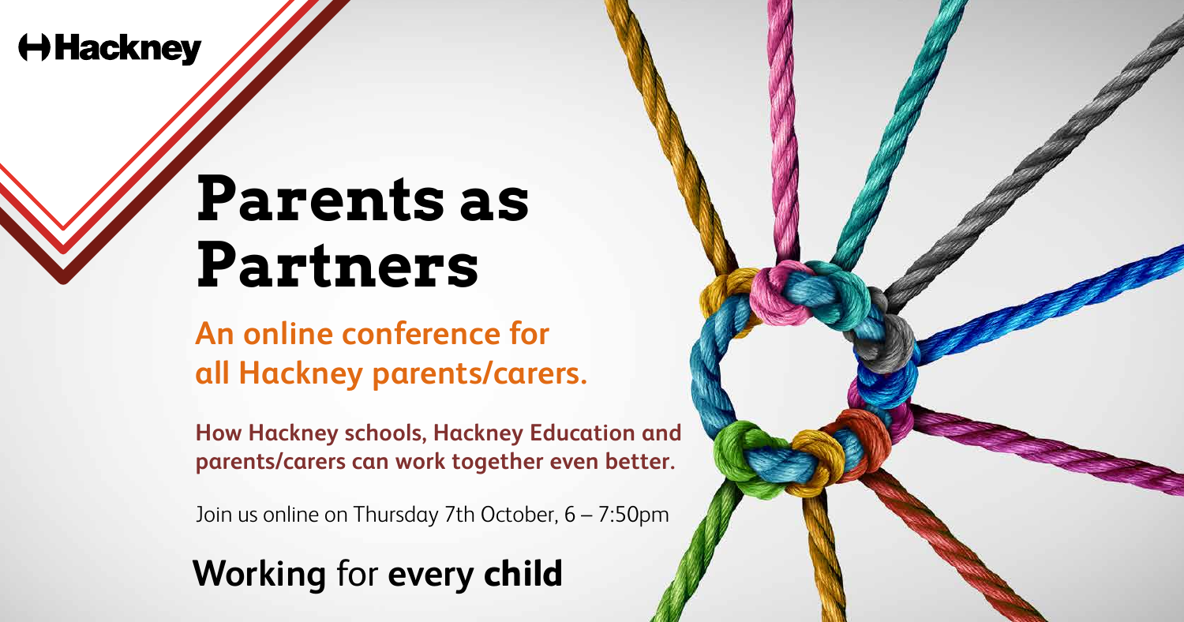Hackney

# Parents as Partners

## An online conference for all Hackney parents/carers.

**How Hackney schools, Hackney Education and parents/carers can work together even better.**

Join us online on Thursday 7th October, 6 – 7:50pm

**Working** for **every child**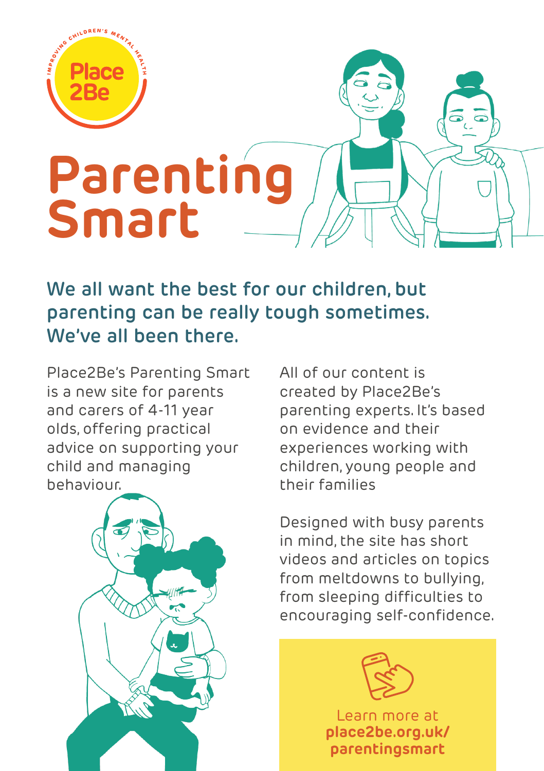Place 2Be

IMPROVING CHILDREN'S MENTAL HEALTH

# Parenting Smart

## We all want the best for our children, but parenting can be really tough sometimes. We've all been there.

Place2Be's Parenting Smart is a new site for parents and carers of 4-11 year olds, offering practical advice on supporting your child and managing behaviour.

All of our content is created by Place2Be's parenting experts. It's based on evidence and their experiences working with children, young people and their families

Designed with busy parents in mind, the site has short videos and articles on topics from meltdowns to bullying, from sleeping difficulties to encouraging self-confidence.

Learn more at
**place2be.org.uk/parentingsmart**